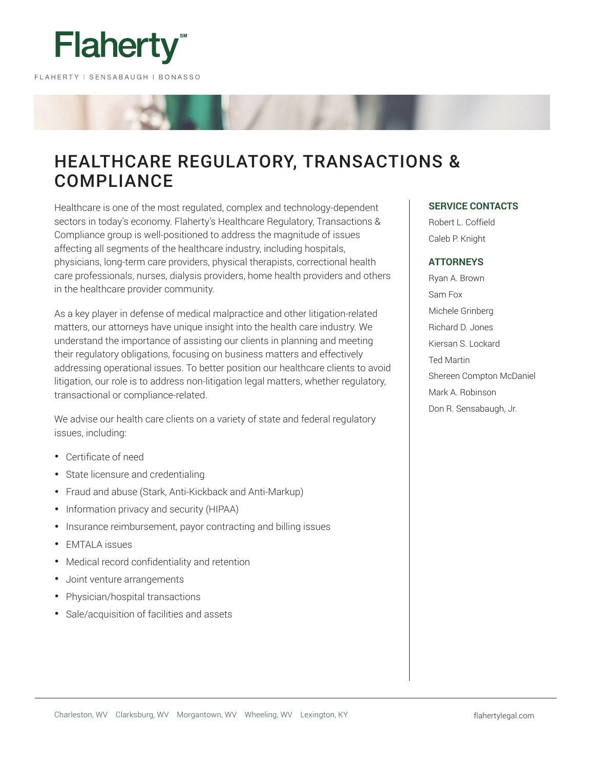Flaherty℠

FLAHERTY | SENSABAUGH | BONASSO

# HEALTHCARE REGULATORY, TRANSACTIONS & COMPLIANCE

Healthcare is one of the most regulated, complex and technology-dependent sectors in today's economy. Flaherty's Healthcare Regulatory, Transactions & Compliance group is well-positioned to address the magnitude of issues affecting all segments of the healthcare industry, including hospitals, physicians, long-term care providers, physical therapists, correctional health care professionals, nurses, dialysis providers, home health providers and others in the healthcare provider community.

As a key player in defense of medical malpractice and other litigation-related matters, our attorneys have unique insight into the health care industry. We understand the importance of assisting our clients in planning and meeting their regulatory obligations, focusing on business matters and effectively addressing operational issues. To better position our healthcare clients to avoid litigation, our role is to address non-litigation legal matters, whether regulatory, transactional or compliance-related.

We advise our health care clients on a variety of state and federal regulatory issues, including:

- Certificate of need
- State licensure and credentialing
- Fraud and abuse (Stark, Anti-Kickback and Anti-Markup)
- Information privacy and security (HIPAA)
- Insurance reimbursement, payor contracting and billing issues
- EMTALA issues
- Medical record confidentiality and retention
- Joint venture arrangements
- Physician/hospital transactions
- Sale/acquisition of facilities and assets

## SERVICE CONTACTS

Robert L. Coffield

Caleb P. Knight

## ATTORNEYS

Ryan A. Brown

Sam Fox

Michele Grinberg

Richard D. Jones

Kiersan S. Lockard

Ted Martin

Shereen Compton McDaniel

Mark A. Robinson

Don R. Sensabaugh, Jr.

Charleston, WV Clarksburg, WV Morgantown, WV Wheeling, WV Lexington, KY

flahertylegal.com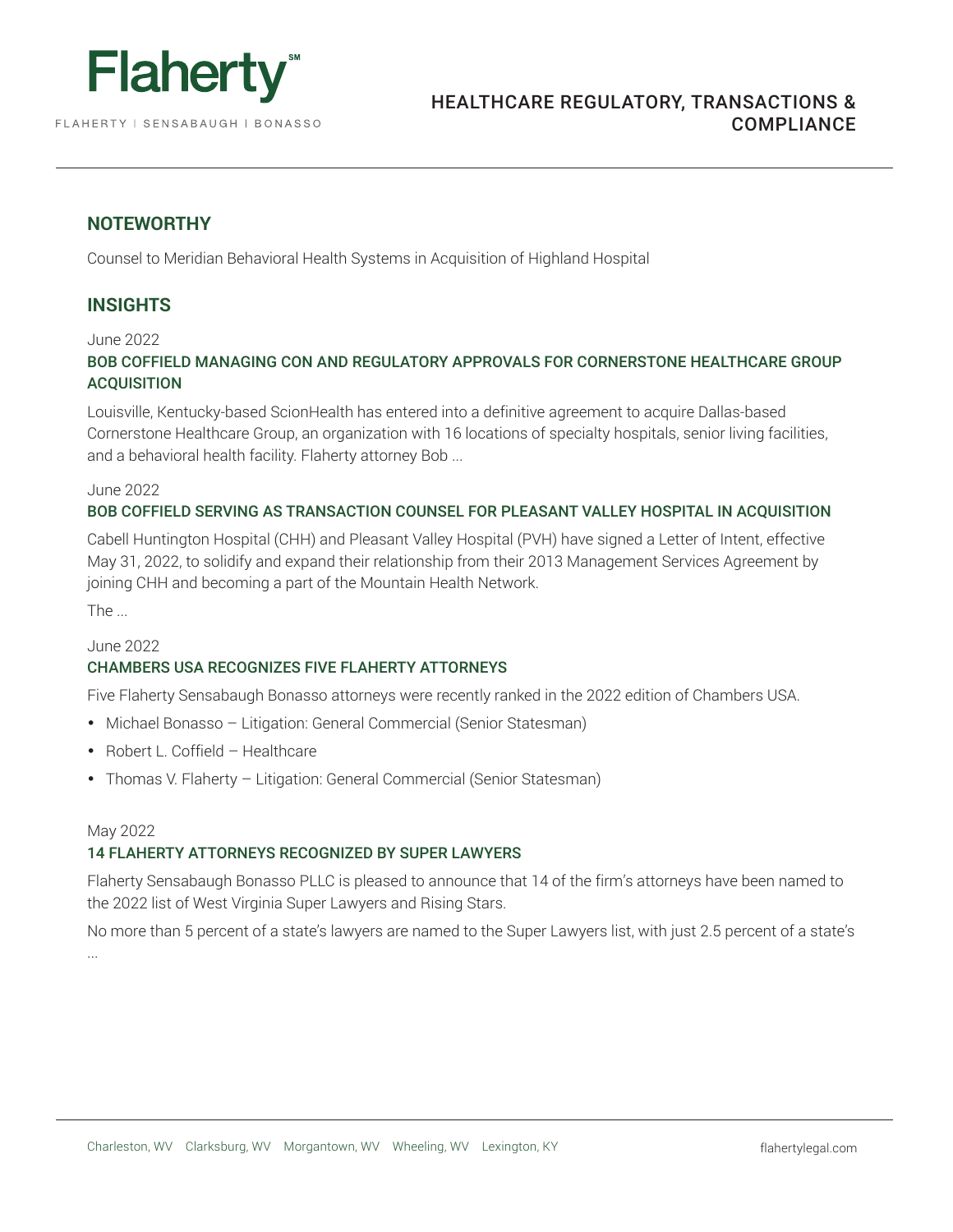## NOTEWORTHY

Counsel to Meridian Behavioral Health Systems in Acquisition of Highland Hospital

## INSIGHTS

June 2022

### BOB COFFIELD MANAGING CON AND REGULATORY APPROVALS FOR CORNERSTONE HEALTHCARE GROUP ACQUISITION

Louisville, Kentucky-based ScionHealth has entered into a definitive agreement to acquire Dallas-based Cornerstone Healthcare Group, an organization with 16 locations of specialty hospitals, senior living facilities, and a behavioral health facility. Flaherty attorney Bob ...

June 2022

### BOB COFFIELD SERVING AS TRANSACTION COUNSEL FOR PLEASANT VALLEY HOSPITAL IN ACQUISITION

Cabell Huntington Hospital (CHH) and Pleasant Valley Hospital (PVH) have signed a Letter of Intent, effective May 31, 2022, to solidify and expand their relationship from their 2013 Management Services Agreement by joining CHH and becoming a part of the Mountain Health Network.

The ...

June 2022

### CHAMBERS USA RECOGNIZES FIVE FLAHERTY ATTORNEYS

Five Flaherty Sensabaugh Bonasso attorneys were recently ranked in the 2022 edition of Chambers USA.

- Michael Bonasso – Litigation: General Commercial (Senior Statesman)
- Robert L. Coffield – Healthcare
- Thomas V. Flaherty – Litigation: General Commercial (Senior Statesman)

May 2022

### 14 FLAHERTY ATTORNEYS RECOGNIZED BY SUPER LAWYERS

Flaherty Sensabaugh Bonasso PLLC is pleased to announce that 14 of the firm's attorneys have been named to the 2022 list of West Virginia Super Lawyers and Rising Stars.

No more than 5 percent of a state's lawyers are named to the Super Lawyers list, with just 2.5 percent of a state's ...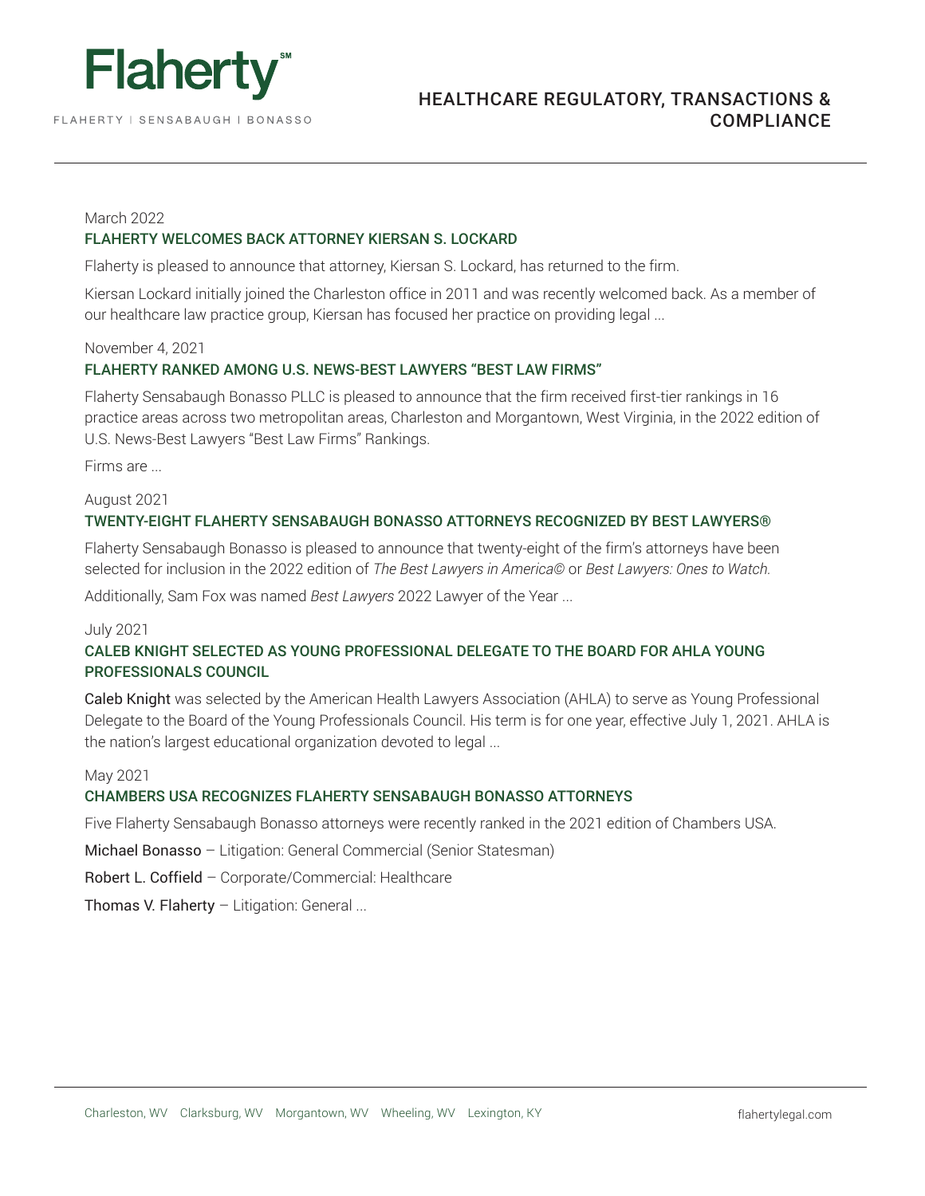March 2022

### FLAHERTY WELCOMES BACK ATTORNEY KIERSAN S. LOCKARD

Flaherty is pleased to announce that attorney, Kiersan S. Lockard, has returned to the firm.

Kiersan Lockard initially joined the Charleston office in 2011 and was recently welcomed back. As a member of our healthcare law practice group, Kiersan has focused her practice on providing legal ...

November 4, 2021

### FLAHERTY RANKED AMONG U.S. NEWS-BEST LAWYERS "BEST LAW FIRMS"

Flaherty Sensabaugh Bonasso PLLC is pleased to announce that the firm received first-tier rankings in 16 practice areas across two metropolitan areas, Charleston and Morgantown, West Virginia, in the 2022 edition of U.S. News-Best Lawyers "Best Law Firms" Rankings.

Firms are ...

August 2021

### TWENTY-EIGHT FLAHERTY SENSABAUGH BONASSO ATTORNEYS RECOGNIZED BY BEST LAWYERS®

Flaherty Sensabaugh Bonasso is pleased to announce that twenty-eight of the firm's attorneys have been selected for inclusion in the 2022 edition of *The Best Lawyers in America©* or *Best Lawyers: Ones to Watch.*

Additionally, Sam Fox was named *Best Lawyers* 2022 Lawyer of the Year ...

July 2021

### CALEB KNIGHT SELECTED AS YOUNG PROFESSIONAL DELEGATE TO THE BOARD FOR AHLA YOUNG PROFESSIONALS COUNCIL

Caleb Knight was selected by the American Health Lawyers Association (AHLA) to serve as Young Professional Delegate to the Board of the Young Professionals Council. His term is for one year, effective July 1, 2021. AHLA is the nation's largest educational organization devoted to legal ...

May 2021

### CHAMBERS USA RECOGNIZES FLAHERTY SENSABAUGH BONASSO ATTORNEYS

Five Flaherty Sensabaugh Bonasso attorneys were recently ranked in the 2021 edition of Chambers USA.

Michael Bonasso – Litigation: General Commercial (Senior Statesman)

Robert L. Coffield – Corporate/Commercial: Healthcare

Thomas V. Flaherty – Litigation: General ...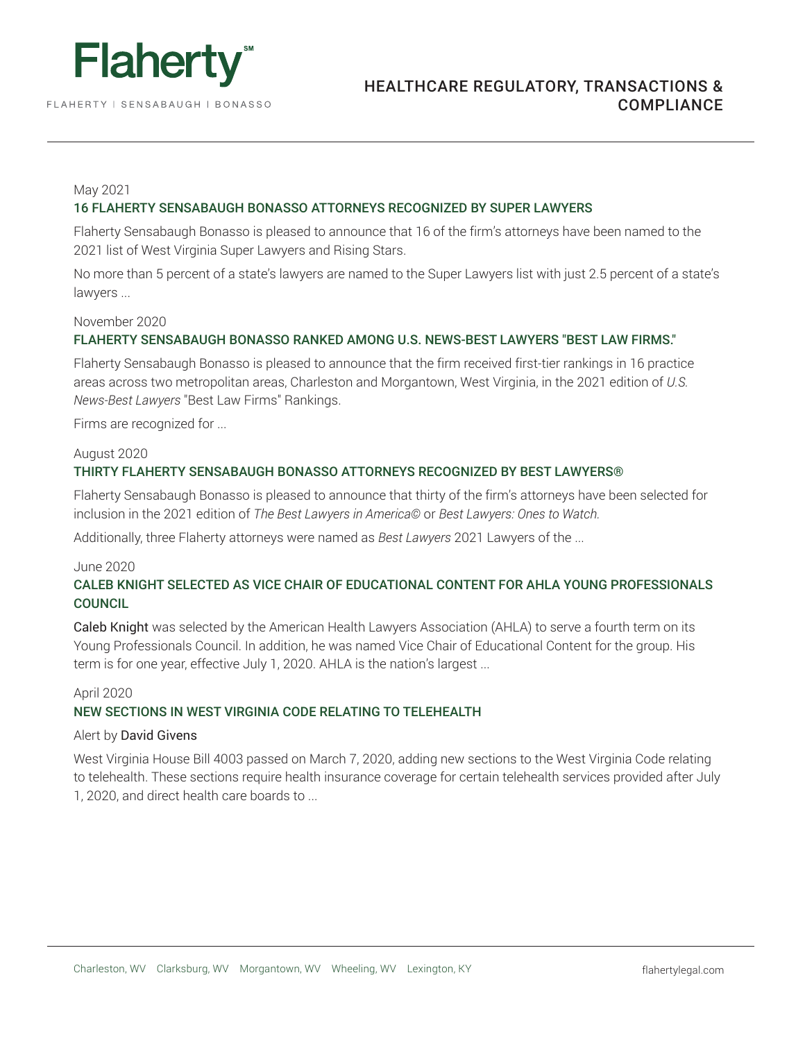May 2021

### 16 FLAHERTY SENSABAUGH BONASSO ATTORNEYS RECOGNIZED BY SUPER LAWYERS

Flaherty Sensabaugh Bonasso is pleased to announce that 16 of the firm's attorneys have been named to the 2021 list of West Virginia Super Lawyers and Rising Stars.

No more than 5 percent of a state's lawyers are named to the Super Lawyers list with just 2.5 percent of a state's lawyers ...

November 2020

### FLAHERTY SENSABAUGH BONASSO RANKED AMONG U.S. NEWS-BEST LAWYERS "BEST LAW FIRMS."

Flaherty Sensabaugh Bonasso is pleased to announce that the firm received first-tier rankings in 16 practice areas across two metropolitan areas, Charleston and Morgantown, West Virginia, in the 2021 edition of *U.S. News-Best Lawyers* "Best Law Firms" Rankings.

Firms are recognized for ...

August 2020

### THIRTY FLAHERTY SENSABAUGH BONASSO ATTORNEYS RECOGNIZED BY BEST LAWYERS®

Flaherty Sensabaugh Bonasso is pleased to announce that thirty of the firm's attorneys have been selected for inclusion in the 2021 edition of *The Best Lawyers in America©* or *Best Lawyers: Ones to Watch.*

Additionally, three Flaherty attorneys were named as *Best Lawyers* 2021 Lawyers of the ...

June 2020

### CALEB KNIGHT SELECTED AS VICE CHAIR OF EDUCATIONAL CONTENT FOR AHLA YOUNG PROFESSIONALS COUNCIL

Caleb Knight was selected by the American Health Lawyers Association (AHLA) to serve a fourth term on its Young Professionals Council. In addition, he was named Vice Chair of Educational Content for the group. His term is for one year, effective July 1, 2020. AHLA is the nation's largest ...

April 2020

### NEW SECTIONS IN WEST VIRGINIA CODE RELATING TO TELEHEALTH

Alert by David Givens

West Virginia House Bill 4003 passed on March 7, 2020, adding new sections to the West Virginia Code relating to telehealth. These sections require health insurance coverage for certain telehealth services provided after July 1, 2020, and direct health care boards to ...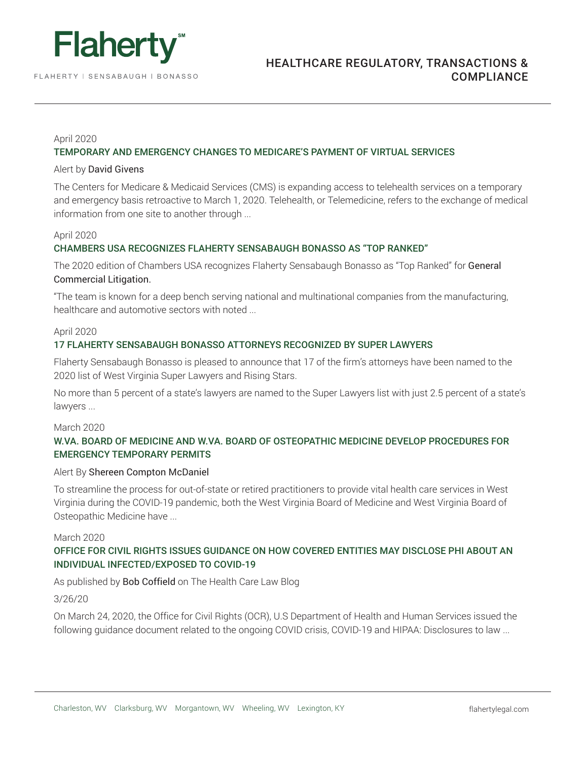April 2020

### TEMPORARY AND EMERGENCY CHANGES TO MEDICARE'S PAYMENT OF VIRTUAL SERVICES

Alert by David Givens

The Centers for Medicare & Medicaid Services (CMS) is expanding access to telehealth services on a temporary and emergency basis retroactive to March 1, 2020. Telehealth, or Telemedicine, refers to the exchange of medical information from one site to another through ...

April 2020

### CHAMBERS USA RECOGNIZES FLAHERTY SENSABAUGH BONASSO AS "TOP RANKED"

The 2020 edition of Chambers USA recognizes Flaherty Sensabaugh Bonasso as "Top Ranked" for General Commercial Litigation.

"The team is known for a deep bench serving national and multinational companies from the manufacturing, healthcare and automotive sectors with noted ...

April 2020

### 17 FLAHERTY SENSABAUGH BONASSO ATTORNEYS RECOGNIZED BY SUPER LAWYERS

Flaherty Sensabaugh Bonasso is pleased to announce that 17 of the firm's attorneys have been named to the 2020 list of West Virginia Super Lawyers and Rising Stars.

No more than 5 percent of a state's lawyers are named to the Super Lawyers list with just 2.5 percent of a state's lawyers ...

March 2020

### W.VA. BOARD OF MEDICINE AND W.VA. BOARD OF OSTEOPATHIC MEDICINE DEVELOP PROCEDURES FOR EMERGENCY TEMPORARY PERMITS

Alert By Shereen Compton McDaniel

To streamline the process for out-of-state or retired practitioners to provide vital health care services in West Virginia during the COVID-19 pandemic, both the West Virginia Board of Medicine and West Virginia Board of Osteopathic Medicine have ...

March 2020

### OFFICE FOR CIVIL RIGHTS ISSUES GUIDANCE ON HOW COVERED ENTITIES MAY DISCLOSE PHI ABOUT AN INDIVIDUAL INFECTED/EXPOSED TO COVID-19

As published by Bob Coffield on The Health Care Law Blog

3/26/20

On March 24, 2020, the Office for Civil Rights (OCR), U.S Department of Health and Human Services issued the following guidance document related to the ongoing COVID crisis, COVID-19 and HIPAA: Disclosures to law ...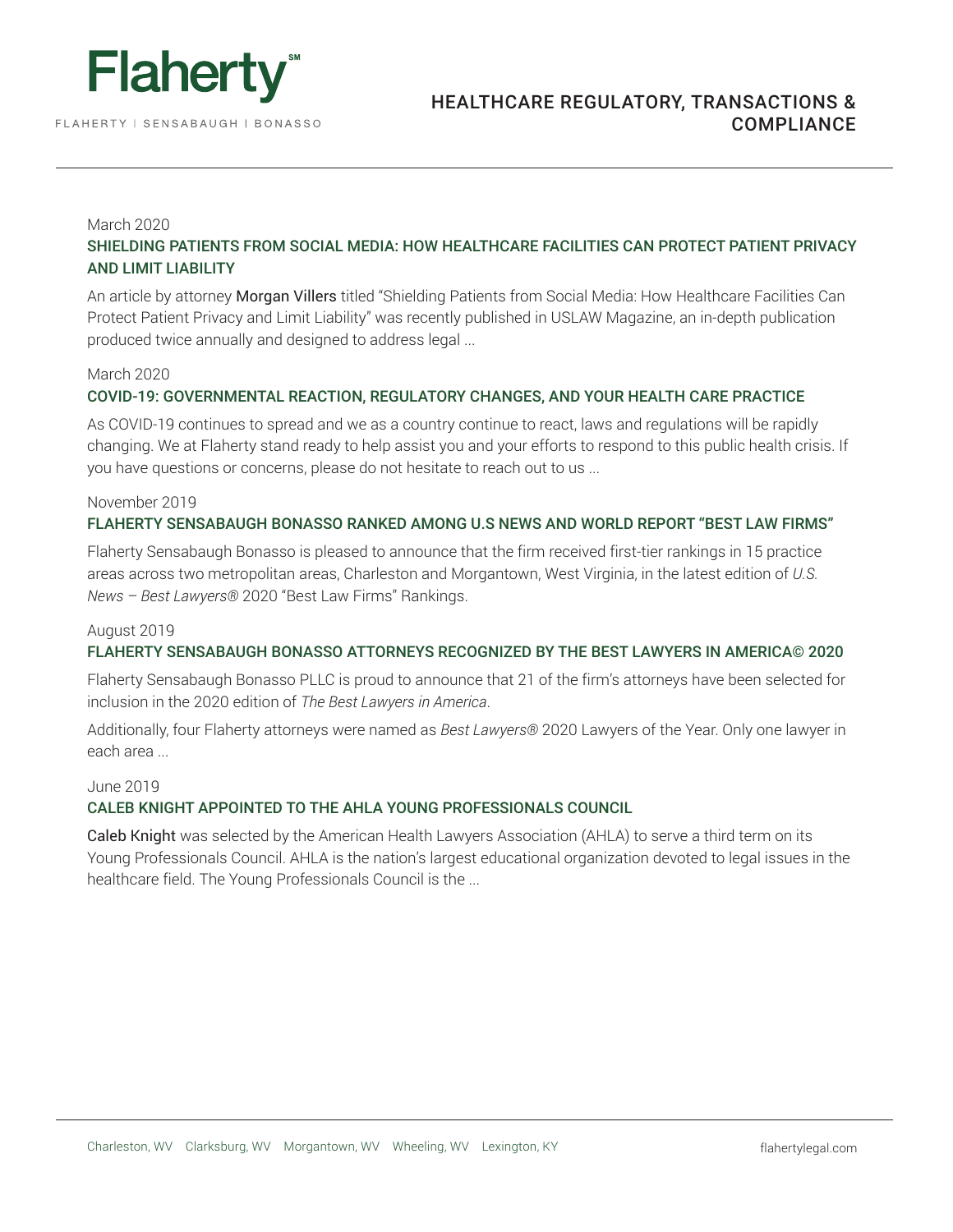March 2020

### SHIELDING PATIENTS FROM SOCIAL MEDIA: HOW HEALTHCARE FACILITIES CAN PROTECT PATIENT PRIVACY AND LIMIT LIABILITY

An article by attorney Morgan Villers titled "Shielding Patients from Social Media: How Healthcare Facilities Can Protect Patient Privacy and Limit Liability" was recently published in USLAW Magazine, an in-depth publication produced twice annually and designed to address legal ...

March 2020

### COVID-19: GOVERNMENTAL REACTION, REGULATORY CHANGES, AND YOUR HEALTH CARE PRACTICE

As COVID-19 continues to spread and we as a country continue to react, laws and regulations will be rapidly changing. We at Flaherty stand ready to help assist you and your efforts to respond to this public health crisis. If you have questions or concerns, please do not hesitate to reach out to us ...

November 2019

### FLAHERTY SENSABAUGH BONASSO RANKED AMONG U.S NEWS AND WORLD REPORT "BEST LAW FIRMS"

Flaherty Sensabaugh Bonasso is pleased to announce that the firm received first-tier rankings in 15 practice areas across two metropolitan areas, Charleston and Morgantown, West Virginia, in the latest edition of *U.S. News – Best Lawyers®* 2020 "Best Law Firms" Rankings.

August 2019

### FLAHERTY SENSABAUGH BONASSO ATTORNEYS RECOGNIZED BY THE BEST LAWYERS IN AMERICA© 2020

Flaherty Sensabaugh Bonasso PLLC is proud to announce that 21 of the firm's attorneys have been selected for inclusion in the 2020 edition of *The Best Lawyers in America*.

Additionally, four Flaherty attorneys were named as *Best Lawyers®* 2020 Lawyers of the Year. Only one lawyer in each area ...

June 2019

### CALEB KNIGHT APPOINTED TO THE AHLA YOUNG PROFESSIONALS COUNCIL

Caleb Knight was selected by the American Health Lawyers Association (AHLA) to serve a third term on its Young Professionals Council. AHLA is the nation's largest educational organization devoted to legal issues in the healthcare field. The Young Professionals Council is the ...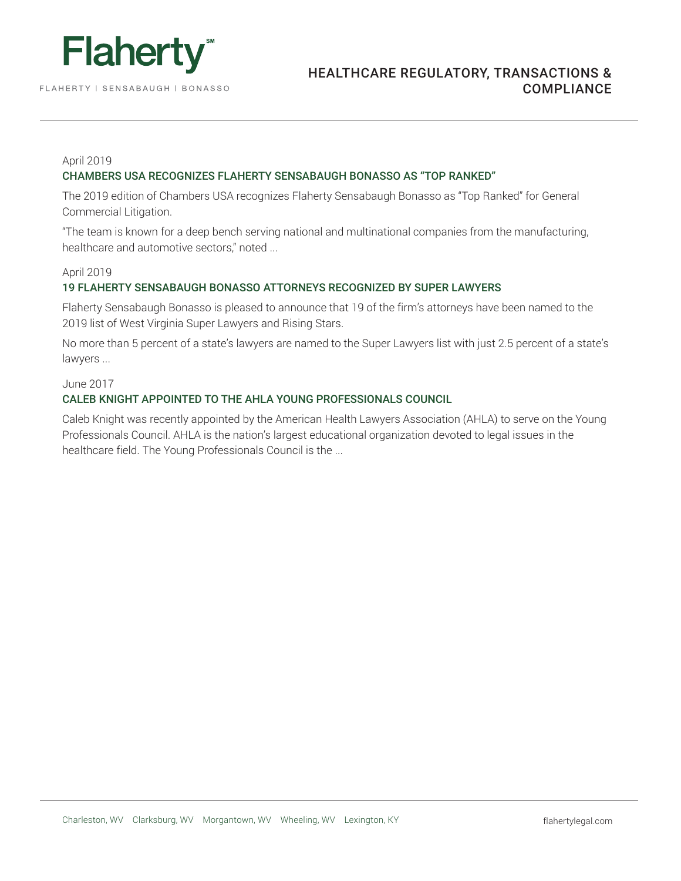April 2019

### CHAMBERS USA RECOGNIZES FLAHERTY SENSABAUGH BONASSO AS "TOP RANKED"

The 2019 edition of Chambers USA recognizes Flaherty Sensabaugh Bonasso as "Top Ranked" for General Commercial Litigation.

"The team is known for a deep bench serving national and multinational companies from the manufacturing, healthcare and automotive sectors," noted ...

April 2019

### 19 FLAHERTY SENSABAUGH BONASSO ATTORNEYS RECOGNIZED BY SUPER LAWYERS

Flaherty Sensabaugh Bonasso is pleased to announce that 19 of the firm's attorneys have been named to the 2019 list of West Virginia Super Lawyers and Rising Stars.

No more than 5 percent of a state's lawyers are named to the Super Lawyers list with just 2.5 percent of a state's lawyers ...

June 2017

### CALEB KNIGHT APPOINTED TO THE AHLA YOUNG PROFESSIONALS COUNCIL

Caleb Knight was recently appointed by the American Health Lawyers Association (AHLA) to serve on the Young Professionals Council. AHLA is the nation's largest educational organization devoted to legal issues in the healthcare field. The Young Professionals Council is the ...